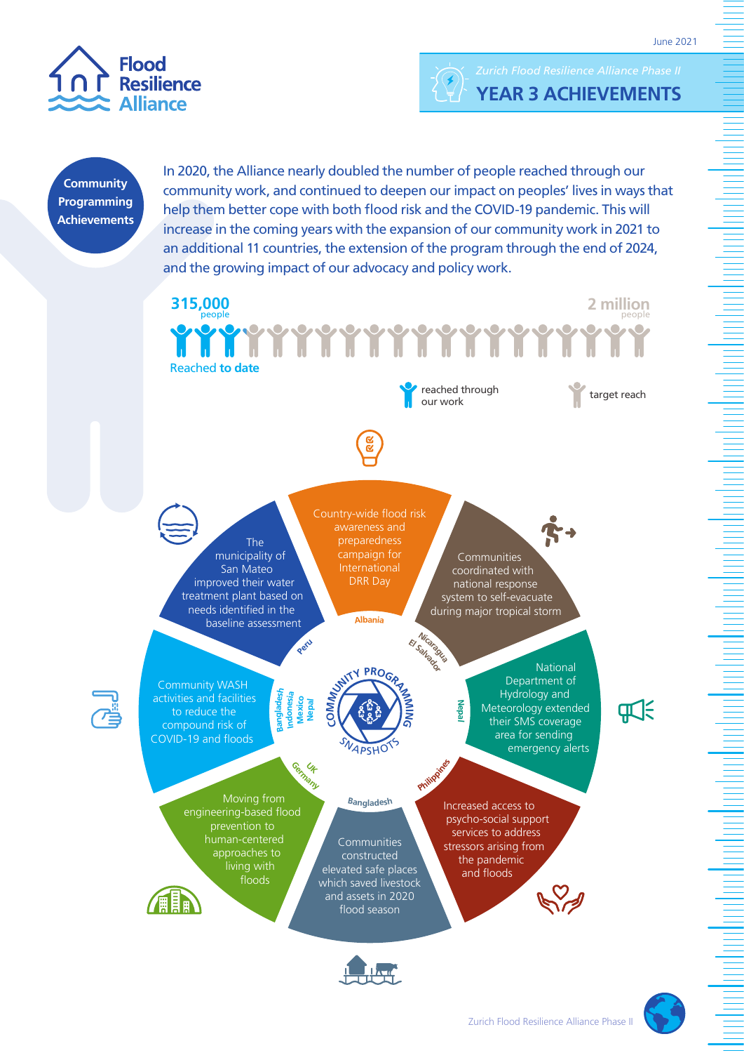# Flood Resilience Alliance

June 2021

*Zurich Flood Resilience Alliance Phase II*

## YEAR 3 ACHIEVEMENTS

### Community Programming Achievements

In 2020, the Alliance nearly doubled the number of people reached through our community work, and continued to deepen our impact on peoples' lives in ways that help them better cope with both flood risk and the COVID-19 pandemic. This will increase in the coming years with the expansion of our community work in 2021 to an additional 11 countries, the extension of the program through the end of 2024, and the growing impact of our advocacy and policy work.

**315,000** people — Reached **to date**

**2 million** people

- reached through our work
- target reach

### Community Programming Snapshots

- **Albania:** Country-wide flood risk awareness and preparedness campaign for International DRR Day
- **Nicaragua, El Salvador:** Communities coordinated with national response system to self-evacuate during major tropical storm
- **Nepal:** National Department of Hydrology and Meteorology extended their SMS coverage area for sending emergency alerts
- **Philippines:** Increased access to psycho-social support services to address stressors arising from the pandemic and floods
- **Bangladesh:** Communities constructed elevated safe places which saved livestock and assets in 2020 flood season
- **UK, Germany:** Moving from engineering-based flood prevention to human-centered approaches to living with floods
- **Bangladesh, Indonesia, Mexico, Nepal:** Community WASH activities and facilities to reduce the compound risk of COVID-19 and floods
- **Peru:** The municipality of San Mateo improved their water treatment plant based on needs identified in the baseline assessment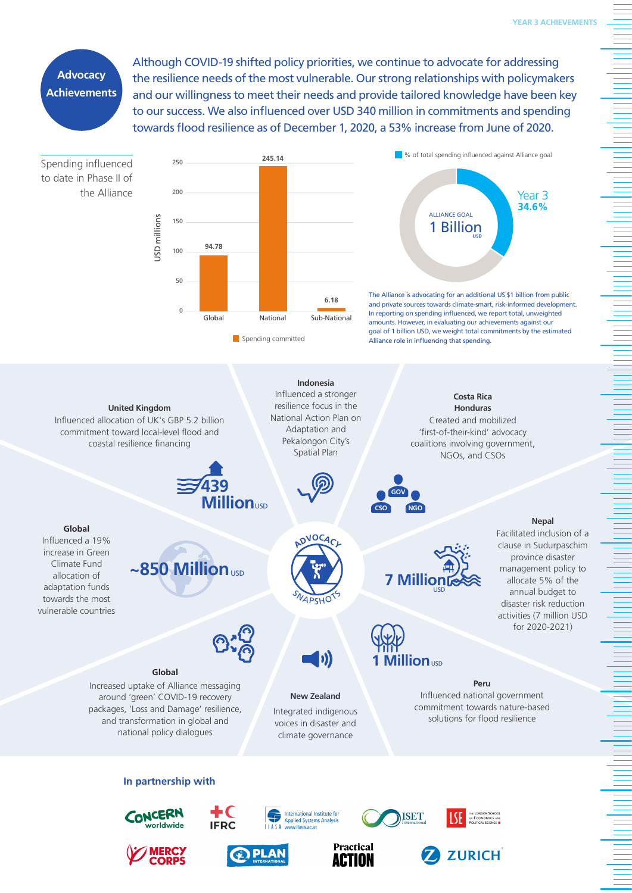## Advocacy Achievements

Although COVID-19 shifted policy priorities, we continue to advocate for addressing the resilience needs of the most vulnerable. Our strong relationships with policymakers and our willingness to meet their needs and provide tailored knowledge have been key to our success. We also influenced over USD 340 million in commitments and spending towards flood resilience as of December 1, 2020, a 53% increase from June of 2020.

Spending influenced to date in Phase II of the Alliance

USD millions

250
200
150
100
50
0

Global: 94.78
National: 245.14
Sub-National: 6.18

Spending committed

% of total spending influenced against Alliance goal

ALLIANCE GOAL
1 Billion USD

Year 3
34.6%

The Alliance is advocating for an additional US $1 billion from public and private sources towards climate-smart, risk-informed development. In reporting on spending influenced, we report total, unweighted amounts. However, in evaluating our achievements against our goal of 1 billion USD, we weight total commitments by the estimated Alliance role in influencing that spending.

### Advocacy Snapshots

**United Kingdom**
Influenced allocation of UK's GBP 5.2 billion commitment toward local-level flood and coastal resilience financing

439 Million USD

**Indonesia**
Influenced a stronger resilience focus in the National Action Plan on Adaptation and Pekalongon City's Spatial Plan

**Costa Rica**
**Honduras**
Created and mobilized 'first-of-their-kind' advocacy coalitions involving government, NGOs, and CSOs

GOV
CSO
NGO

**Global**
Influenced a 19% increase in Green Climate Fund allocation of adaptation funds towards the most vulnerable countries

~850 Million USD

**Nepal**
Facilitated inclusion of a clause in Sudurpaschim province disaster management policy to allocate 5% of the annual budget to disaster risk reduction activities (7 million USD for 2020-2021)

7 Million USD

**Global**
Increased uptake of Alliance messaging around 'green' COVID-19 recovery packages, 'Loss and Damage' resilience, and transformation in global and national policy dialogues

**New Zealand**
Integrated indigenous voices in disaster and climate governance

1 Million USD

**Peru**
Influenced national government commitment towards nature-based solutions for flood resilience

### In partnership with

Concern Worldwide, IFRC, International Institute for Applied Systems Analysis (IIASA, www.iiasa.ac.at), ISET International, The London School of Economics and Political Science, Mercy Corps, Plan International, Practical Action, Zurich